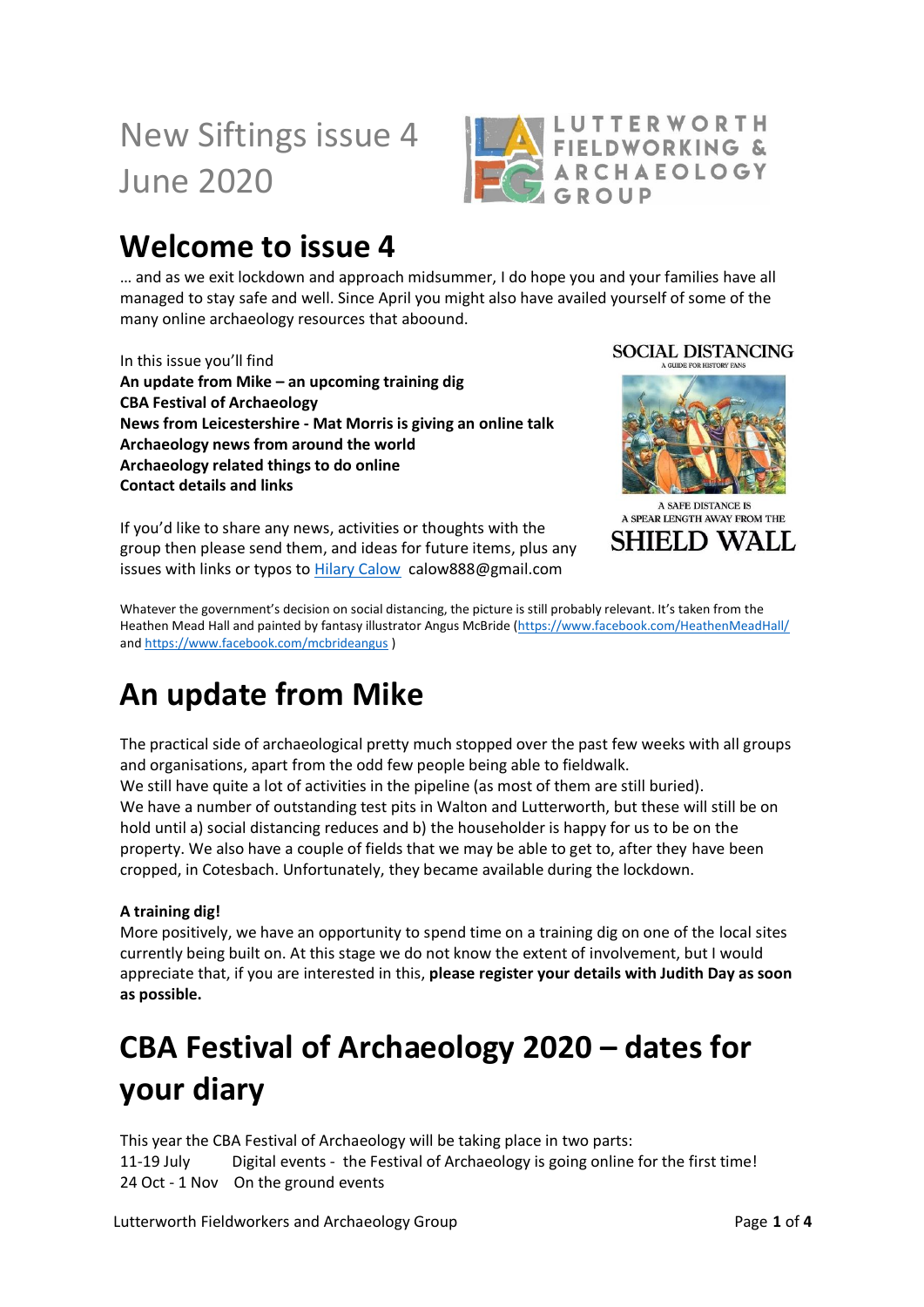# New Siftings issue 4 June 2020

## Welcome to issue 4

… and as we exit lockdown and approach midsummer, I do hope you and your families have all managed to stay safe and well. Since April you might also have availed yourself of some of the many online archaeology resources that aboound.

In this issue you'll find

**An update from Mike – an upcoming training dig**
**CBA Festival of Archaeology**
**News from Leicestershire - Mat Morris is giving an online talk**
**Archaeology news from around the world**
**Archaeology related things to do online**
**Contact details and links**

If you'd like to share any news, activities or thoughts with the group then please send them, and ideas for future items, plus any issues with links or typos to Hilary Calow calow888@gmail.com

SOCIAL DISTANCING
A GUIDE FOR HISTORY FANS
A SAFE DISTANCE IS A SPEAR LENGTH AWAY FROM THE SHIELD WALL

Whatever the government's decision on social distancing, the picture is still probably relevant. It's taken from the Heathen Mead Hall and painted by fantasy illustrator Angus McBride (https://www.facebook.com/HeathenMeadHall/ and https://www.facebook.com/mcbrideangus )

# An update from Mike

The practical side of archaeological pretty much stopped over the past few weeks with all groups and organisations, apart from the odd few people being able to fieldwalk.
We still have quite a lot of activities in the pipeline (as most of them are still buried).
We have a number of outstanding test pits in Walton and Lutterworth, but these will still be on hold until a) social distancing reduces and b) the householder is happy for us to be on the property. We also have a couple of fields that we may be able to get to, after they have been cropped, in Cotesbach. Unfortunately, they became available during the lockdown.

**A training dig!**
More positively, we have an opportunity to spend time on a training dig on one of the local sites currently being built on. At this stage we do not know the extent of involvement, but I would appreciate that, if you are interested in this, **please register your details with Judith Day as soon as possible.**

# CBA Festival of Archaeology 2020 – dates for your diary

This year the CBA Festival of Archaeology will be taking place in two parts:
11-19 July Digital events - the Festival of Archaeology is going online for the first time!
24 Oct - 1 Nov On the ground events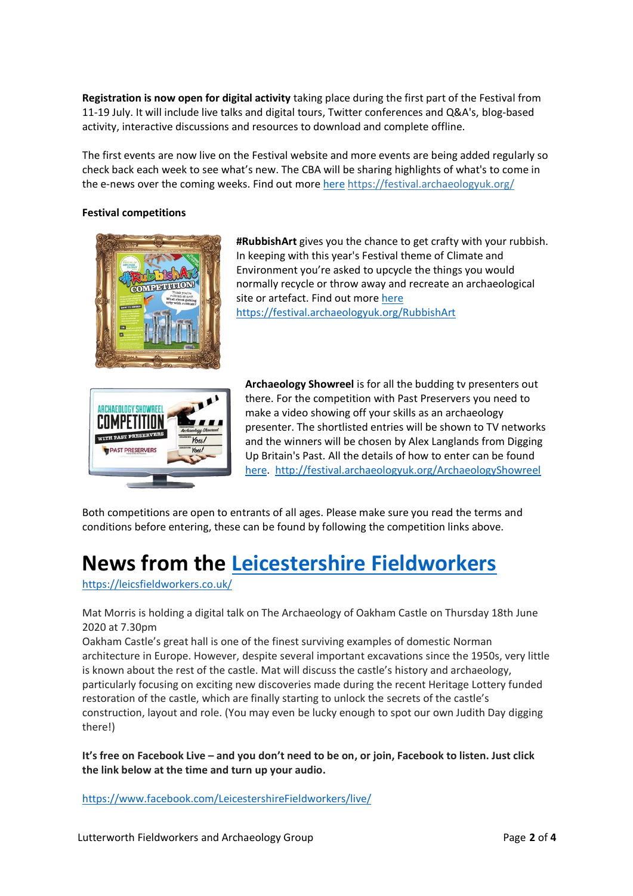**Registration is now open for digital activity** taking place during the first part of the Festival from 11-19 July. It will include live talks and digital tours, Twitter conferences and Q&A's, blog-based activity, interactive discussions and resources to download and complete offline.

The first events are now live on the Festival website and more events are being added regularly so check back each week to see what's new. The CBA will be sharing highlights of what's to come in the e-news over the coming weeks. Find out more here https://festival.archaeologyuk.org/

**Festival competitions**

**#RubbishArt** gives you the chance to get crafty with your rubbish. In keeping with this year's Festival theme of Climate and Environment you're asked to upcycle the things you would normally recycle or throw away and recreate an archaeological site or artefact. Find out more here https://festival.archaeologyuk.org/RubbishArt

**Archaeology Showreel** is for all the budding tv presenters out there. For the competition with Past Preservers you need to make a video showing off your skills as an archaeology presenter. The shortlisted entries will be shown to TV networks and the winners will be chosen by Alex Langlands from Digging Up Britain's Past. All the details of how to enter can be found here. http://festival.archaeologyuk.org/ArchaeologyShowreel

Both competitions are open to entrants of all ages. Please make sure you read the terms and conditions before entering, these can be found by following the competition links above.

# News from the Leicestershire Fieldworkers

https://leicsfieldworkers.co.uk/

Mat Morris is holding a digital talk on The Archaeology of Oakham Castle on Thursday 18th June 2020 at 7.30pm
Oakham Castle's great hall is one of the finest surviving examples of domestic Norman architecture in Europe. However, despite several important excavations since the 1950s, very little is known about the rest of the castle. Mat will discuss the castle's history and archaeology, particularly focusing on exciting new discoveries made during the recent Heritage Lottery funded restoration of the castle, which are finally starting to unlock the secrets of the castle's construction, layout and role. (You may even be lucky enough to spot our own Judith Day digging there!)

**It's free on Facebook Live – and you don't need to be on, or join, Facebook to listen. Just click the link below at the time and turn up your audio.**

https://www.facebook.com/LeicestershireFieldworkers/live/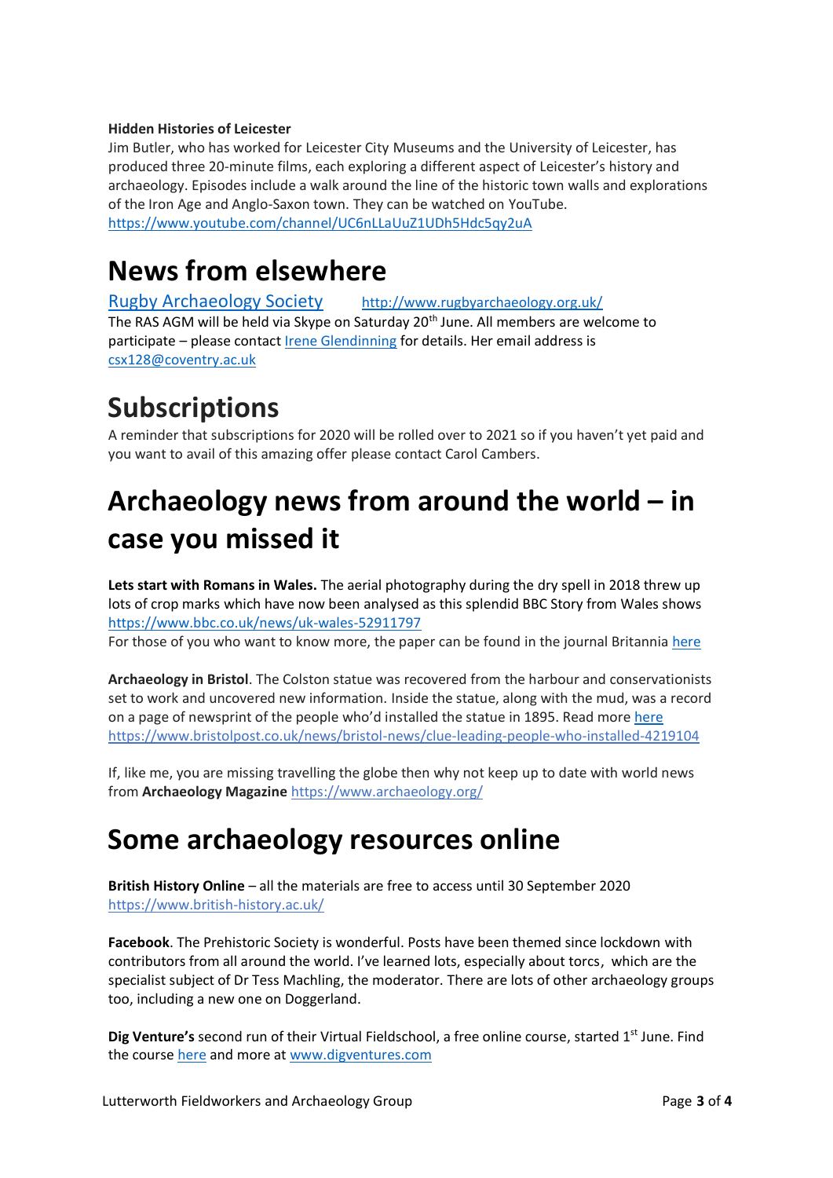**Hidden Histories of Leicester**

Jim Butler, who has worked for Leicester City Museums and the University of Leicester, has produced three 20-minute films, each exploring a different aspect of Leicester's history and archaeology. Episodes include a walk around the line of the historic town walls and explorations of the Iron Age and Anglo-Saxon town. They can be watched on YouTube.
https://www.youtube.com/channel/UC6nLLaUuZ1UDh5Hdc5qy2uA

# News from elsewhere

Rugby Archaeology Society http://www.rugbyarchaeology.org.uk/

The RAS AGM will be held via Skype on Saturday 20th June. All members are welcome to participate – please contact Irene Glendinning for details. Her email address is csx128@coventry.ac.uk

# Subscriptions

A reminder that subscriptions for 2020 will be rolled over to 2021 so if you haven't yet paid and you want to avail of this amazing offer please contact Carol Cambers.

# Archaeology news from around the world – in case you missed it

**Lets start with Romans in Wales.** The aerial photography during the dry spell in 2018 threw up lots of crop marks which have now been analysed as this splendid BBC Story from Wales shows https://www.bbc.co.uk/news/uk-wales-52911797

For those of you who want to know more, the paper can be found in the journal Britannia here

**Archaeology in Bristol**. The Colston statue was recovered from the harbour and conservationists set to work and uncovered new information. Inside the statue, along with the mud, was a record on a page of newsprint of the people who'd installed the statue in 1895. Read more here https://www.bristolpost.co.uk/news/bristol-news/clue-leading-people-who-installed-4219104

If, like me, you are missing travelling the globe then why not keep up to date with world news from **Archaeology Magazine** https://www.archaeology.org/

# Some archaeology resources online

**British History Online** – all the materials are free to access until 30 September 2020 https://www.british-history.ac.uk/

**Facebook**. The Prehistoric Society is wonderful. Posts have been themed since lockdown with contributors from all around the world. I've learned lots, especially about torcs, which are the specialist subject of Dr Tess Machling, the moderator. There are lots of other archaeology groups too, including a new one on Doggerland.

**Dig Venture's** second run of their Virtual Fieldschool, a free online course, started 1st June. Find the course here and more at www.digventures.com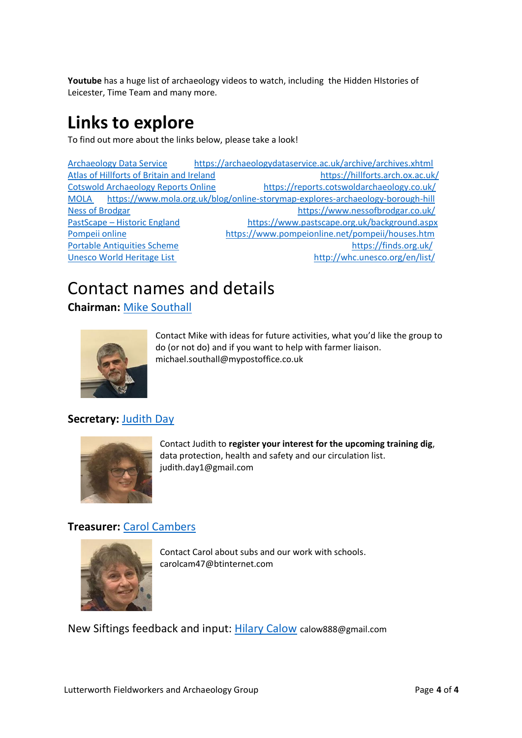**Youtube** has a huge list of archaeology videos to watch, including the Hidden HIstories of Leicester, Time Team and many more.

# Links to explore

To find out more about the links below, please take a look!

| | |
|---|---|
| Archaeology Data Service | https://archaeologydataservice.ac.uk/archive/archives.xhtml |
| Atlas of Hillforts of Britain and Ireland | https://hillforts.arch.ox.ac.uk/ |
| Cotswold Archaeology Reports Online | https://reports.cotswoldarchaeology.co.uk/ |
| MOLA | https://www.mola.org.uk/blog/online-storymap-explores-archaeology-borough-hill |
| Ness of Brodgar | https://www.nessofbrodgar.co.uk/ |
| PastScape – Historic England | https://www.pastscape.org.uk/background.aspx |
| Pompeii online | https://www.pompeionline.net/pompeii/houses.htm |
| Portable Antiquities Scheme | https://finds.org.uk/ |
| Unesco World Heritage List | http://whc.unesco.org/en/list/ |

# Contact names and details

**Chairman:** Mike Southall

Contact Mike with ideas for future activities, what you'd like the group to do (or not do) and if you want to help with farmer liaison. michael.southall@mypostoffice.co.uk

**Secretary:** Judith Day

Contact Judith to **register your interest for the upcoming training dig**, data protection, health and safety and our circulation list. judith.day1@gmail.com

**Treasurer:** Carol Cambers

Contact Carol about subs and our work with schools. carolcam47@btinternet.com

New Siftings feedback and input: Hilary Calow calow888@gmail.com